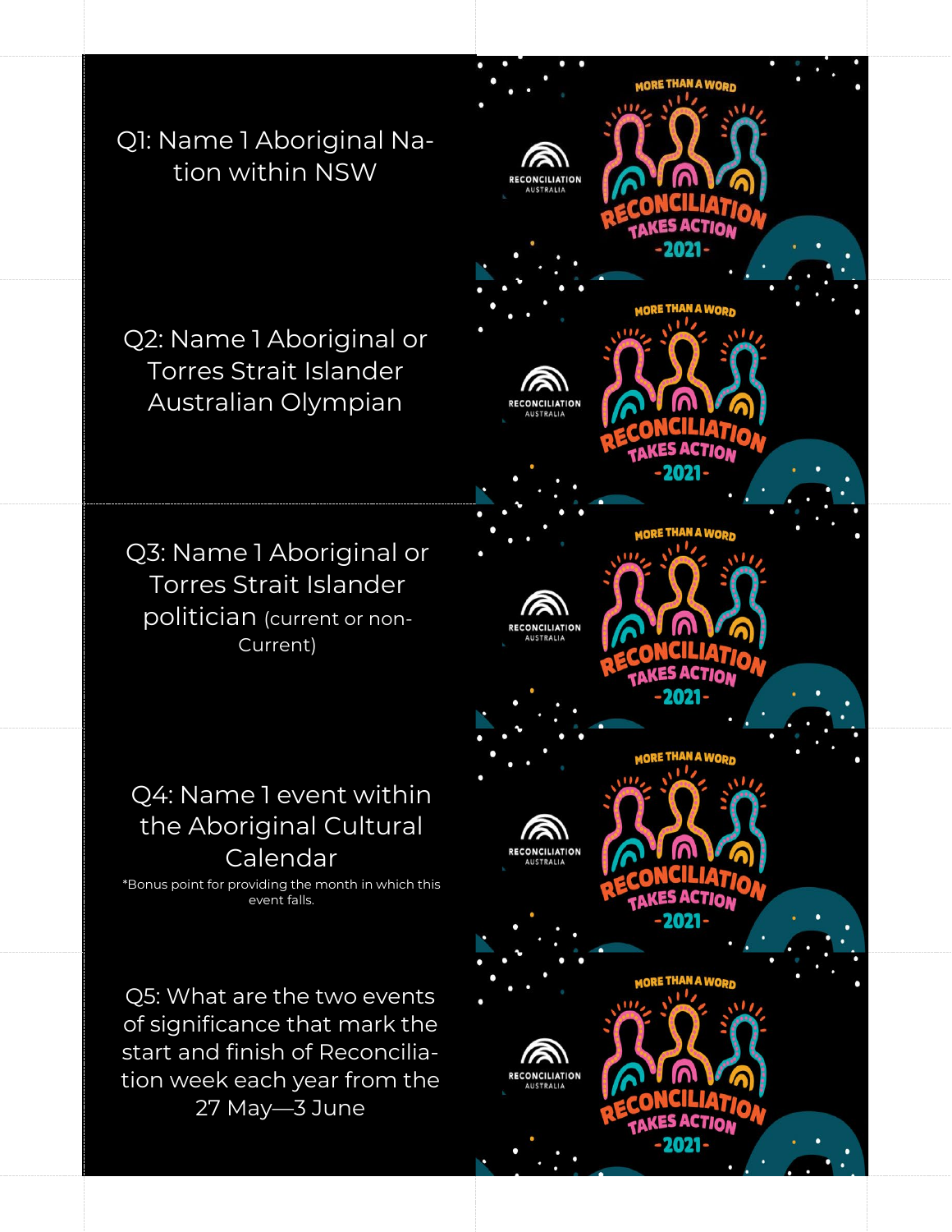Q1: Name 1 Aboriginal Nation within NSW

MORE THAN A WORD

RECONCILIATION AUSTRALIA

RECONCILIATION TAKES ACTION -2021-

Q2: Name 1 Aboriginal or Torres Strait Islander Australian Olympian

MORE THAN A WORD

RECONCILIATION AUSTRALIA

RECONCILIATION TAKES ACTION -2021-

Q3: Name 1 Aboriginal or Torres Strait Islander politician (current or non-Current)

MORE THAN A WORD

RECONCILIATION AUSTRALIA

RECONCILIATION TAKES ACTION -2021-

Q4: Name 1 event within the Aboriginal Cultural Calendar

*Bonus point for providing the month in which this event falls.

MORE THAN A WORD

RECONCILIATION AUSTRALIA

RECONCILIATION TAKES ACTION -2021-

Q5: What are the two events of significance that mark the start and finish of Reconciliation week each year from the 27 May—3 June

MORE THAN A WORD

RECONCILIATION AUSTRALIA

RECONCILIATION TAKES ACTION -2021-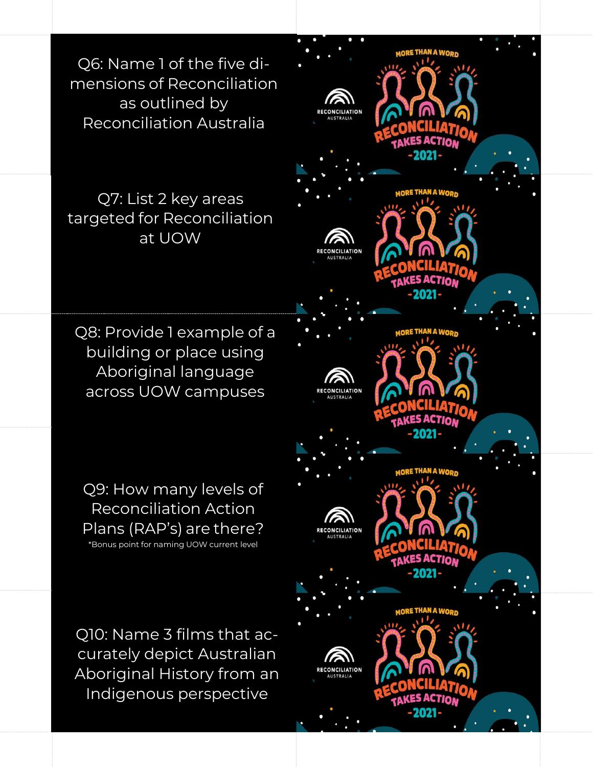Q6: Name 1 of the five dimensions of Reconciliation as outlined by Reconciliation Australia

RECONCILIATION AUSTRALIA

MORE THAN A WORD
RECONCILIATION TAKES ACTION
-2021-

Q7: List 2 key areas targeted for Reconciliation at UOW

RECONCILIATION AUSTRALIA

MORE THAN A WORD
RECONCILIATION TAKES ACTION
-2021-

Q8: Provide 1 example of a building or place using Aboriginal language across UOW campuses

RECONCILIATION AUSTRALIA

MORE THAN A WORD
RECONCILIATION TAKES ACTION
-2021-

Q9: How many levels of Reconciliation Action Plans (RAP's) are there?

*Bonus point for naming UOW current level

RECONCILIATION AUSTRALIA

MORE THAN A WORD
RECONCILIATION TAKES ACTION
-2021-

Q10: Name 3 films that accurately depict Australian Aboriginal History from an Indigenous perspective

RECONCILIATION AUSTRALIA

MORE THAN A WORD
RECONCILIATION TAKES ACTION
-2021-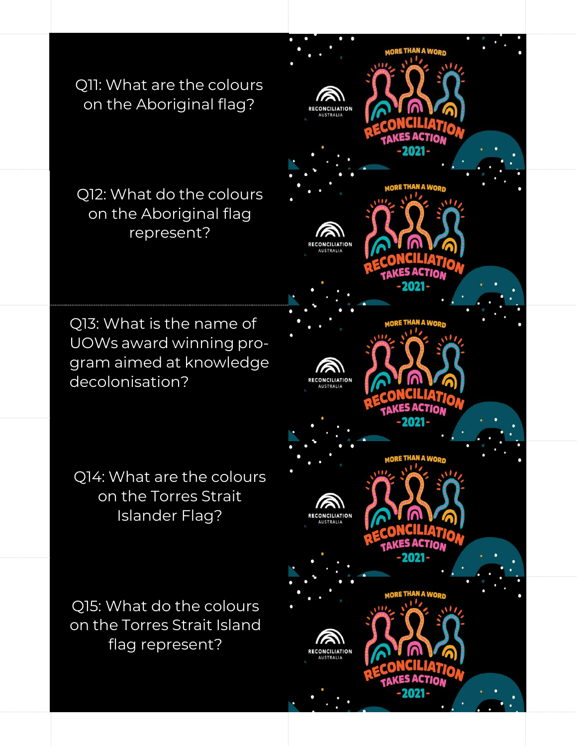Q11: What are the colours on the Aboriginal flag?

RECONCILIATION AUSTRALIA

MORE THAN A WORD RECONCILIATION TAKES ACTION -2021-

Q12: What do the colours on the Aboriginal flag represent?

RECONCILIATION AUSTRALIA

MORE THAN A WORD RECONCILIATION TAKES ACTION -2021-

Q13: What is the name of UOWs award winning program aimed at knowledge decolonisation?

RECONCILIATION AUSTRALIA

MORE THAN A WORD RECONCILIATION TAKES ACTION -2021-

Q14: What are the colours on the Torres Strait Islander Flag?

RECONCILIATION AUSTRALIA

MORE THAN A WORD RECONCILIATION TAKES ACTION -2021-

Q15: What do the colours on the Torres Strait Island flag represent?

RECONCILIATION AUSTRALIA

MORE THAN A WORD RECONCILIATION TAKES ACTION -2021-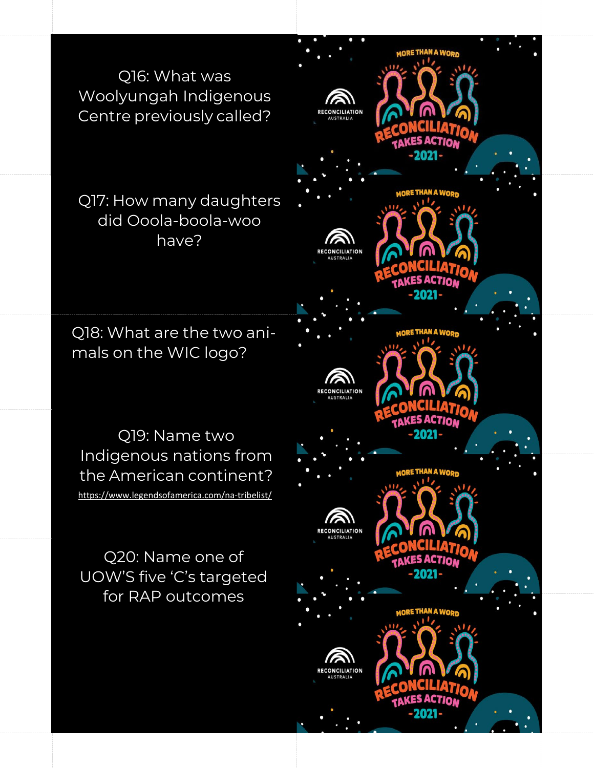Q16: What was Woolyungah Indigenous Centre previously called?

MORE THAN A WORD

RECONCILIATION AUSTRALIA

RECONCILIATION TAKES ACTION

-2021-

Q17: How many daughters did Ooola-boola-woo have?

MORE THAN A WORD

RECONCILIATION AUSTRALIA

RECONCILIATION TAKES ACTION

-2021-

Q18: What are the two animals on the WIC logo?

MORE THAN A WORD

RECONCILIATION AUSTRALIA

RECONCILIATION TAKES ACTION

-2021-

Q19: Name two Indigenous nations from the American continent?

https://www.legendsofamerica.com/na-tribelist/

MORE THAN A WORD

RECONCILIATION AUSTRALIA

RECONCILIATION TAKES ACTION

-2021-

Q20: Name one of UOW'S five 'C's targeted for RAP outcomes

MORE THAN A WORD

RECONCILIATION AUSTRALIA

RECONCILIATION TAKES ACTION

-2021-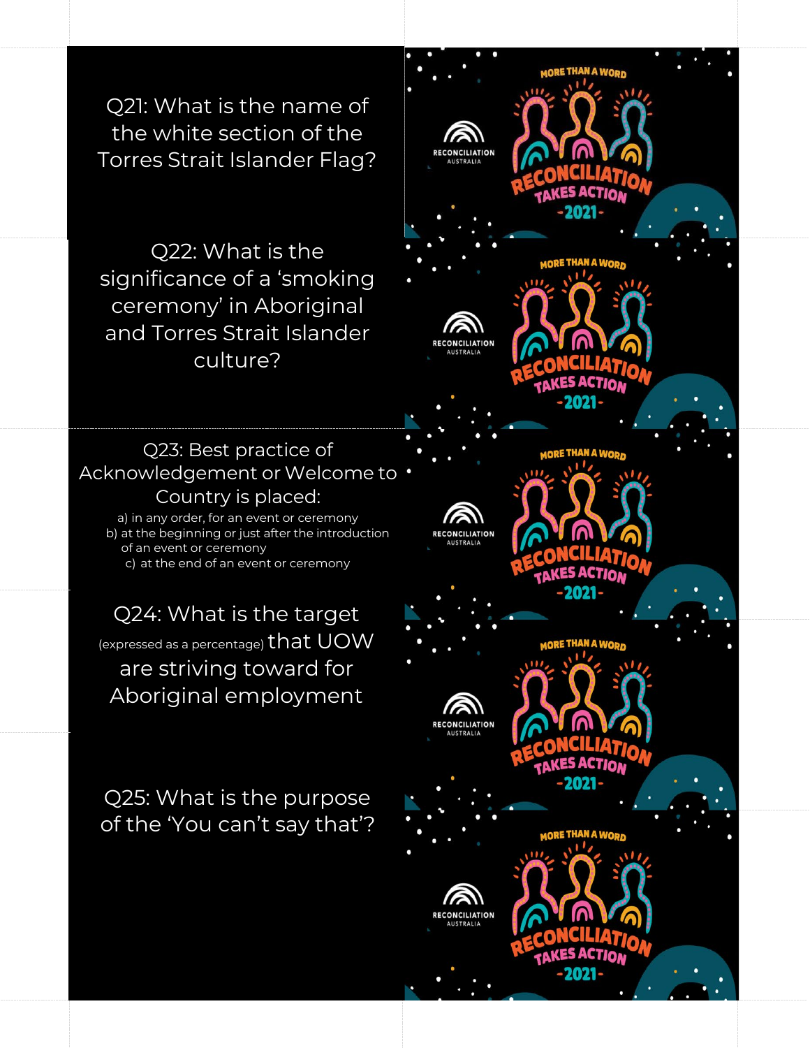Q21: What is the name of the white section of the Torres Strait Islander Flag?

Q22: What is the significance of a 'smoking ceremony' in Aboriginal and Torres Strait Islander culture?

Q23: Best practice of Acknowledgement or Welcome to Country is placed:

a) in any order, for an event or ceremony
b) at the beginning or just after the introduction of an event or ceremony
c) at the end of an event or ceremony

Q24: What is the target (expressed as a percentage) that UOW are striving toward for Aboriginal employment

Q25: What is the purpose of the 'You can't say that'?

MORE THAN A WORD

RECONCILIATION AUSTRALIA

RECONCILIATION TAKES ACTION -2021-

MORE THAN A WORD

RECONCILIATION AUSTRALIA

RECONCILIATION TAKES ACTION -2021-

MORE THAN A WORD

RECONCILIATION AUSTRALIA

RECONCILIATION TAKES ACTION -2021-

MORE THAN A WORD

RECONCILIATION AUSTRALIA

RECONCILIATION TAKES ACTION -2021-

MORE THAN A WORD

RECONCILIATION AUSTRALIA

RECONCILIATION TAKES ACTION -2021-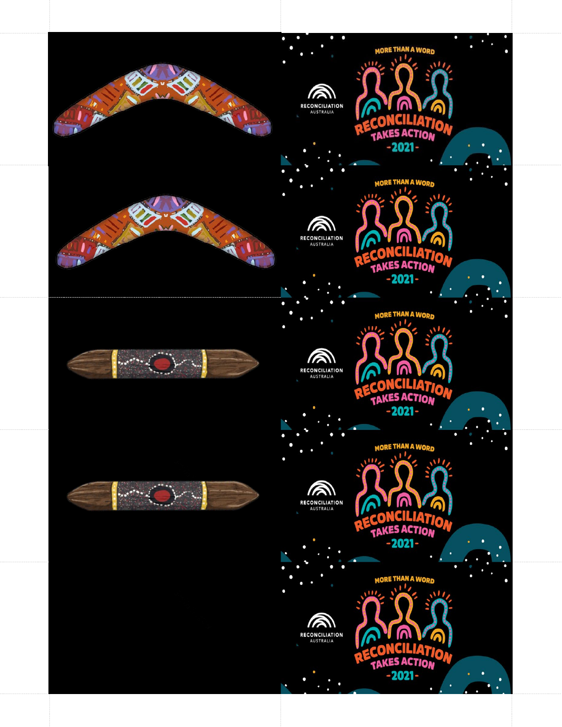MORE THAN A WORD

RECONCILIATION AUSTRALIA

RECONCILIATION TAKES ACTION

-2021-

MORE THAN A WORD

RECONCILIATION AUSTRALIA

RECONCILIATION TAKES ACTION

-2021-

MORE THAN A WORD

RECONCILIATION AUSTRALIA

RECONCILIATION TAKES ACTION

-2021-

MORE THAN A WORD

RECONCILIATION AUSTRALIA

RECONCILIATION TAKES ACTION

-2021-

MORE THAN A WORD

RECONCILIATION AUSTRALIA

RECONCILIATION TAKES ACTION

-2021-